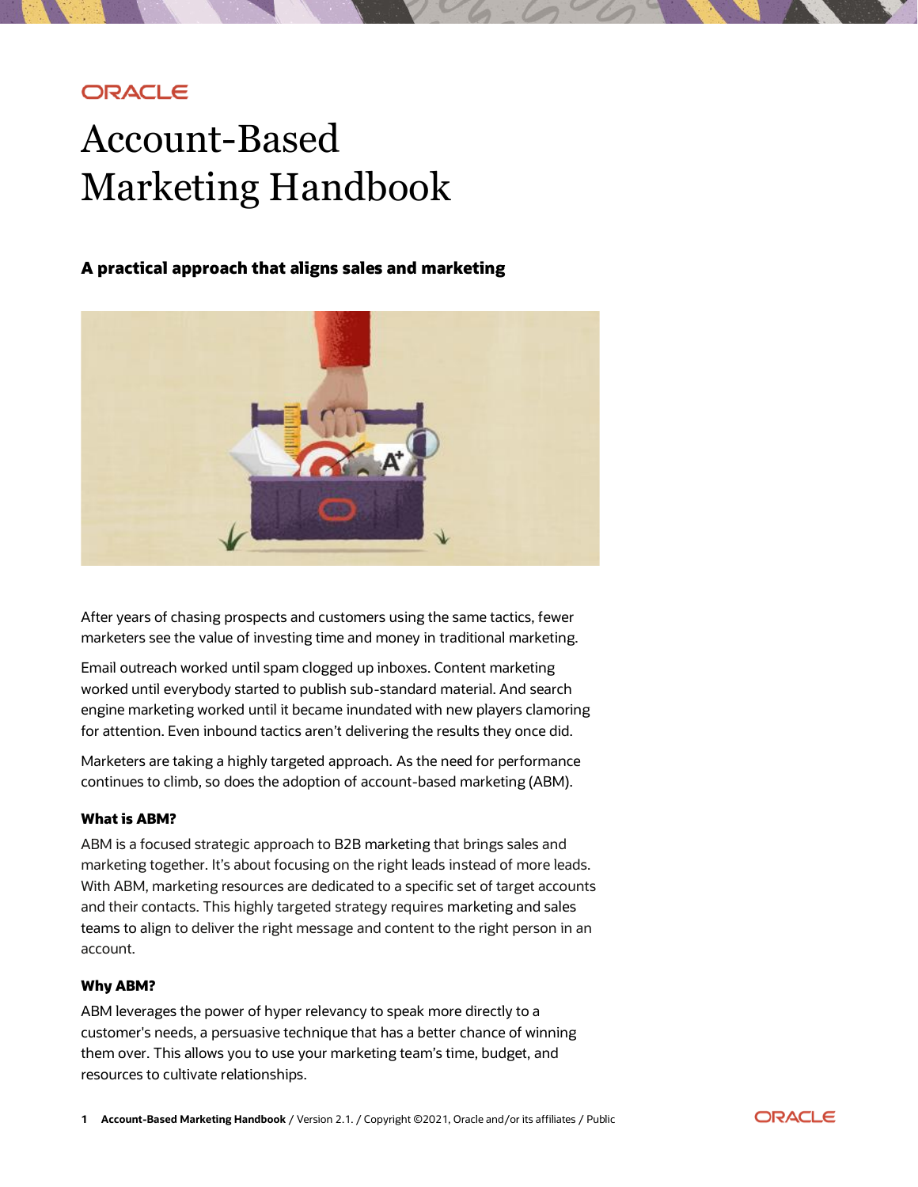ORACLE

# Account-Based Marketing Handbook

### A practical approach that aligns sales and marketing

After years of chasing prospects and customers using the same tactics, fewer marketers see the value of investing time and money in traditional marketing.

Email outreach worked until spam clogged up inboxes. Content marketing worked until everybody started to publish sub-standard material. And search engine marketing worked until it became inundated with new players clamoring for attention. Even inbound tactics aren't delivering the results they once did.

Marketers are taking a highly targeted approach. As the need for performance continues to climb, so does the adoption of account-based marketing (ABM).

#### What is ABM?

ABM is a focused strategic approach to B2B marketing that brings sales and marketing together. It's about focusing on the right leads instead of more leads. With ABM, marketing resources are dedicated to a specific set of target accounts and their contacts. This highly targeted strategy requires marketing and sales teams to align to deliver the right message and content to the right person in an account.

#### Why ABM?

ABM leverages the power of hyper relevancy to speak more directly to a customer's needs, a persuasive technique that has a better chance of winning them over. This allows you to use your marketing team's time, budget, and resources to cultivate relationships.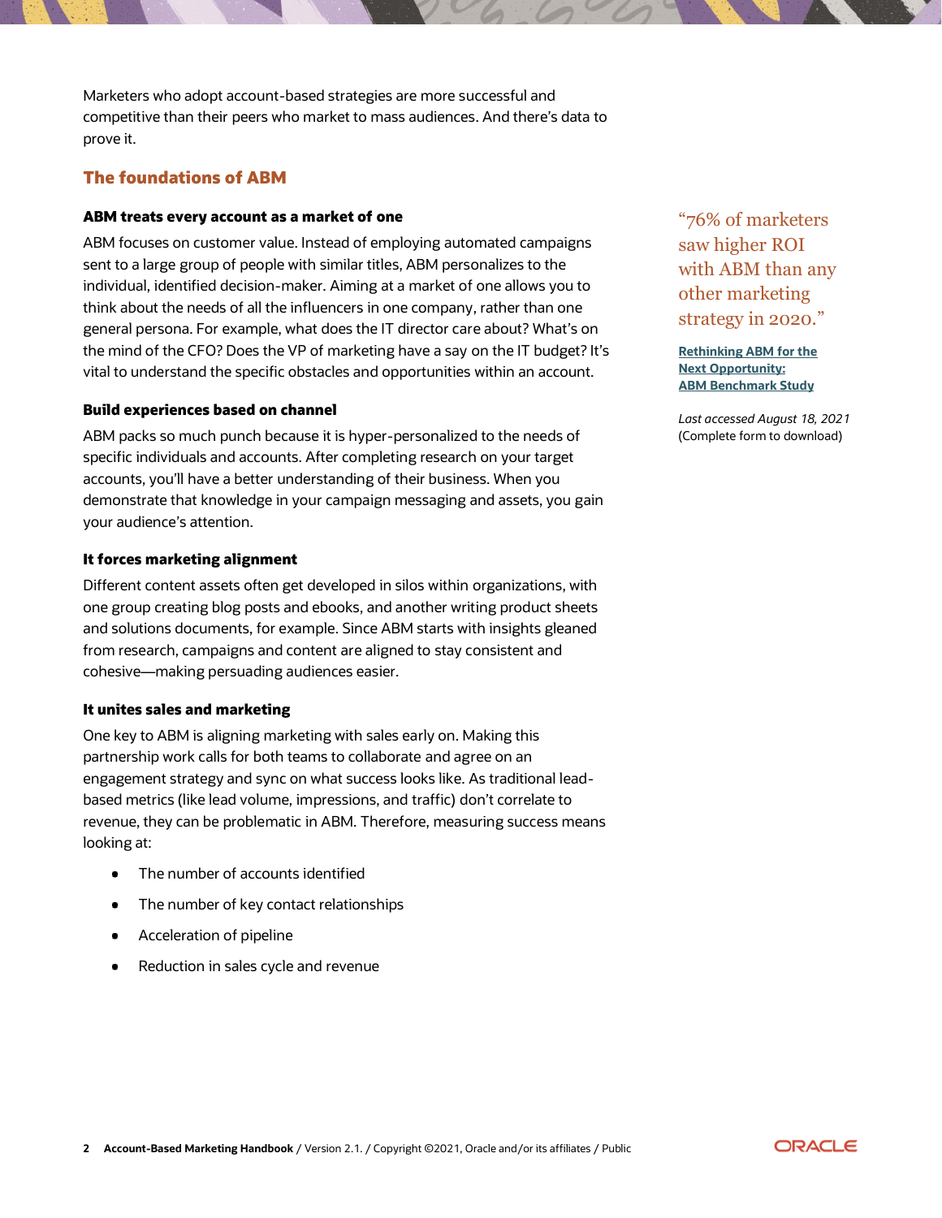Marketers who adopt account-based strategies are more successful and competitive than their peers who market to mass audiences. And there's data to prove it.

## The foundations of ABM

### ABM treats every account as a market of one

ABM focuses on customer value. Instead of employing automated campaigns sent to a large group of people with similar titles, ABM personalizes to the individual, identified decision-maker. Aiming at a market of one allows you to think about the needs of all the influencers in one company, rather than one general persona. For example, what does the IT director care about? What's on the mind of the CFO? Does the VP of marketing have a say on the IT budget? It's vital to understand the specific obstacles and opportunities within an account.

> "76% of marketers saw higher ROI with ABM than any other marketing strategy in 2020."
>
> **Rethinking ABM for the Next Opportunity: ABM Benchmark Study**
>
> *Last accessed August 18, 2021*
> (Complete form to download)

### Build experiences based on channel

ABM packs so much punch because it is hyper-personalized to the needs of specific individuals and accounts. After completing research on your target accounts, you'll have a better understanding of their business. When you demonstrate that knowledge in your campaign messaging and assets, you gain your audience's attention.

### It forces marketing alignment

Different content assets often get developed in silos within organizations, with one group creating blog posts and ebooks, and another writing product sheets and solutions documents, for example. Since ABM starts with insights gleaned from research, campaigns and content are aligned to stay consistent and cohesive—making persuading audiences easier.

### It unites sales and marketing

One key to ABM is aligning marketing with sales early on. Making this partnership work calls for both teams to collaborate and agree on an engagement strategy and sync on what success looks like. As traditional lead-based metrics (like lead volume, impressions, and traffic) don't correlate to revenue, they can be problematic in ABM. Therefore, measuring success means looking at:

- The number of accounts identified
- The number of key contact relationships
- Acceleration of pipeline
- Reduction in sales cycle and revenue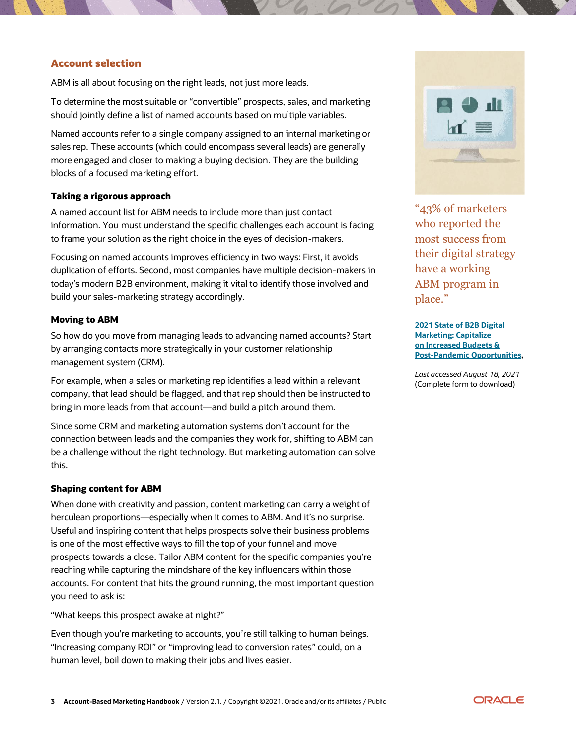## Account selection

ABM is all about focusing on the right leads, not just more leads.

To determine the most suitable or "convertible" prospects, sales, and marketing should jointly define a list of named accounts based on multiple variables.

Named accounts refer to a single company assigned to an internal marketing or sales rep. These accounts (which could encompass several leads) are generally more engaged and closer to making a buying decision. They are the building blocks of a focused marketing effort.

### Taking a rigorous approach

A named account list for ABM needs to include more than just contact information. You must understand the specific challenges each account is facing to frame your solution as the right choice in the eyes of decision-makers.

Focusing on named accounts improves efficiency in two ways: First, it avoids duplication of efforts. Second, most companies have multiple decision-makers in today's modern B2B environment, making it vital to identify those involved and build your sales-marketing strategy accordingly.

### Moving to ABM

So how do you move from managing leads to advancing named accounts? Start by arranging contacts more strategically in your customer relationship management system (CRM).

For example, when a sales or marketing rep identifies a lead within a relevant company, that lead should be flagged, and that rep should then be instructed to bring in more leads from that account—and build a pitch around them.

Since some CRM and marketing automation systems don't account for the connection between leads and the companies they work for, shifting to ABM can be a challenge without the right technology. But marketing automation can solve this.

### Shaping content for ABM

When done with creativity and passion, content marketing can carry a weight of herculean proportions—especially when it comes to ABM. And it's no surprise. Useful and inspiring content that helps prospects solve their business problems is one of the most effective ways to fill the top of your funnel and move prospects towards a close. Tailor ABM content for the specific companies you're reaching while capturing the mindshare of the key influencers within those accounts. For content that hits the ground running, the most important question you need to ask is:

"What keeps this prospect awake at night?"

Even though you're marketing to accounts, you're still talking to human beings. "Increasing company ROI" or "improving lead to conversion rates" could, on a human level, boil down to making their jobs and lives easier.

"43% of marketers who reported the most success from their digital strategy have a working ABM program in place."

**2021 State of B2B Digital Marketing: Capitalize on Increased Budgets & Post-Pandemic Opportunities**,

*Last accessed August 18, 2021*
(Complete form to download)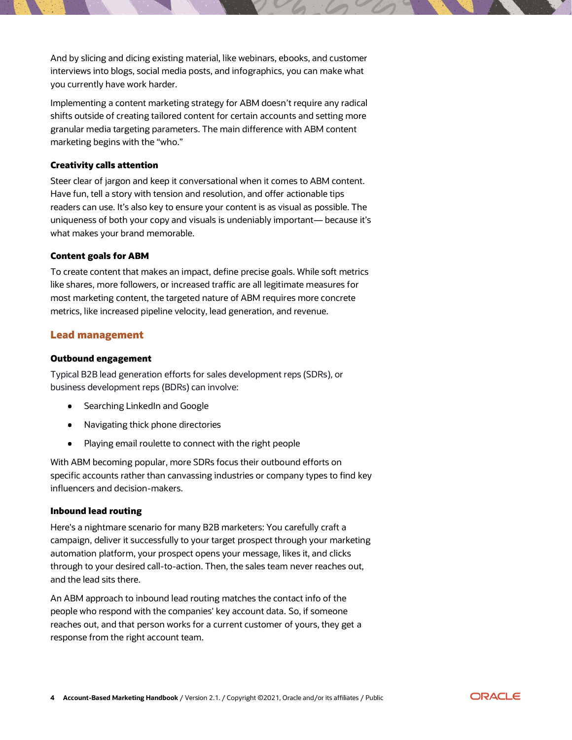And by slicing and dicing existing material, like webinars, ebooks, and customer interviews into blogs, social media posts, and infographics, you can make what you currently have work harder.

Implementing a content marketing strategy for ABM doesn't require any radical shifts outside of creating tailored content for certain accounts and setting more granular media targeting parameters. The main difference with ABM content marketing begins with the "who."

#### Creativity calls attention

Steer clear of jargon and keep it conversational when it comes to ABM content. Have fun, tell a story with tension and resolution, and offer actionable tips readers can use. It's also key to ensure your content is as visual as possible. The uniqueness of both your copy and visuals is undeniably important— because it's what makes your brand memorable.

#### Content goals for ABM

To create content that makes an impact, define precise goals. While soft metrics like shares, more followers, or increased traffic are all legitimate measures for most marketing content, the targeted nature of ABM requires more concrete metrics, like increased pipeline velocity, lead generation, and revenue.

### Lead management

#### Outbound engagement

Typical B2B lead generation efforts for sales development reps (SDRs), or business development reps (BDRs) can involve:

- Searching LinkedIn and Google
- Navigating thick phone directories
- Playing email roulette to connect with the right people

With ABM becoming popular, more SDRs focus their outbound efforts on specific accounts rather than canvassing industries or company types to find key influencers and decision-makers.

#### Inbound lead routing

Here's a nightmare scenario for many B2B marketers: You carefully craft a campaign, deliver it successfully to your target prospect through your marketing automation platform, your prospect opens your message, likes it, and clicks through to your desired call-to-action. Then, the sales team never reaches out, and the lead sits there.

An ABM approach to inbound lead routing matches the contact info of the people who respond with the companies' key account data. So, if someone reaches out, and that person works for a current customer of yours, they get a response from the right account team.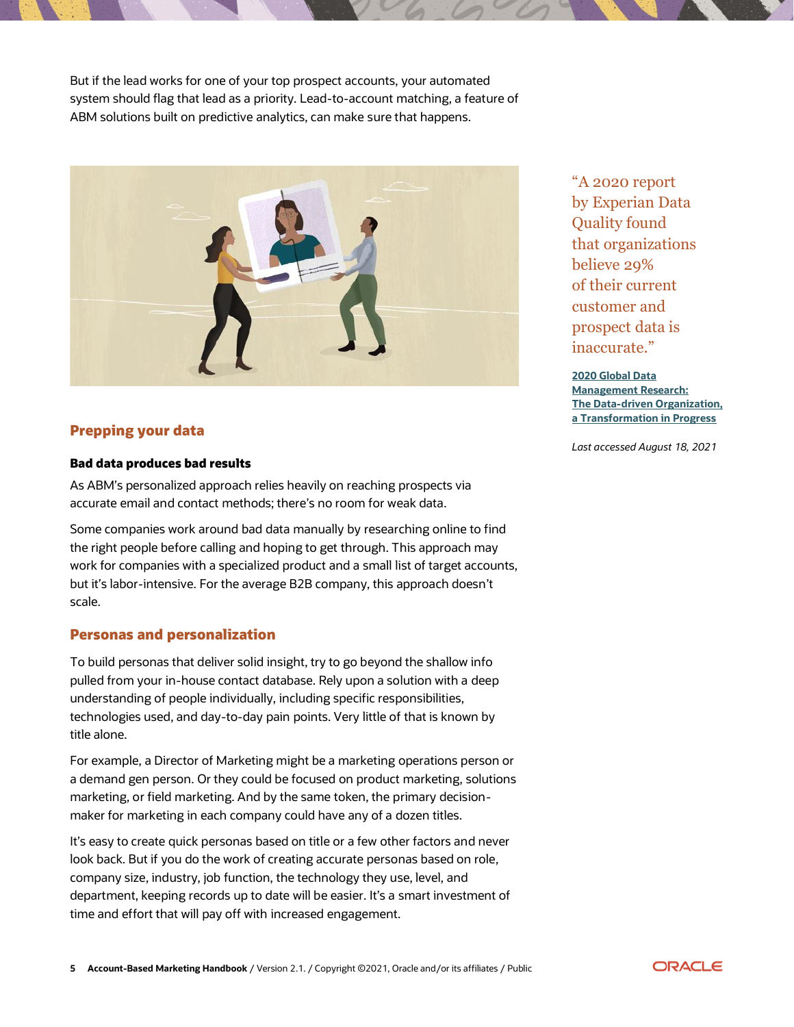But if the lead works for one of your top prospect accounts, your automated system should flag that lead as a priority. Lead-to-account matching, a feature of ABM solutions built on predictive analytics, can make sure that happens.

"A 2020 report by Experian Data Quality found that organizations believe 29% of their current customer and prospect data is inaccurate."

**2020 Global Data Management Research: The Data-driven Organization, a Transformation in Progress**

*Last accessed August 18, 2021*

## Prepping your data

### Bad data produces bad results

As ABM's personalized approach relies heavily on reaching prospects via accurate email and contact methods; there's no room for weak data.

Some companies work around bad data manually by researching online to find the right people before calling and hoping to get through. This approach may work for companies with a specialized product and a small list of target accounts, but it's labor-intensive. For the average B2B company, this approach doesn't scale.

## Personas and personalization

To build personas that deliver solid insight, try to go beyond the shallow info pulled from your in-house contact database. Rely upon a solution with a deep understanding of people individually, including specific responsibilities, technologies used, and day-to-day pain points. Very little of that is known by title alone.

For example, a Director of Marketing might be a marketing operations person or a demand gen person. Or they could be focused on product marketing, solutions marketing, or field marketing. And by the same token, the primary decision-maker for marketing in each company could have any of a dozen titles.

It's easy to create quick personas based on title or a few other factors and never look back. But if you do the work of creating accurate personas based on role, company size, industry, job function, the technology they use, level, and department, keeping records up to date will be easier. It's a smart investment of time and effort that will pay off with increased engagement.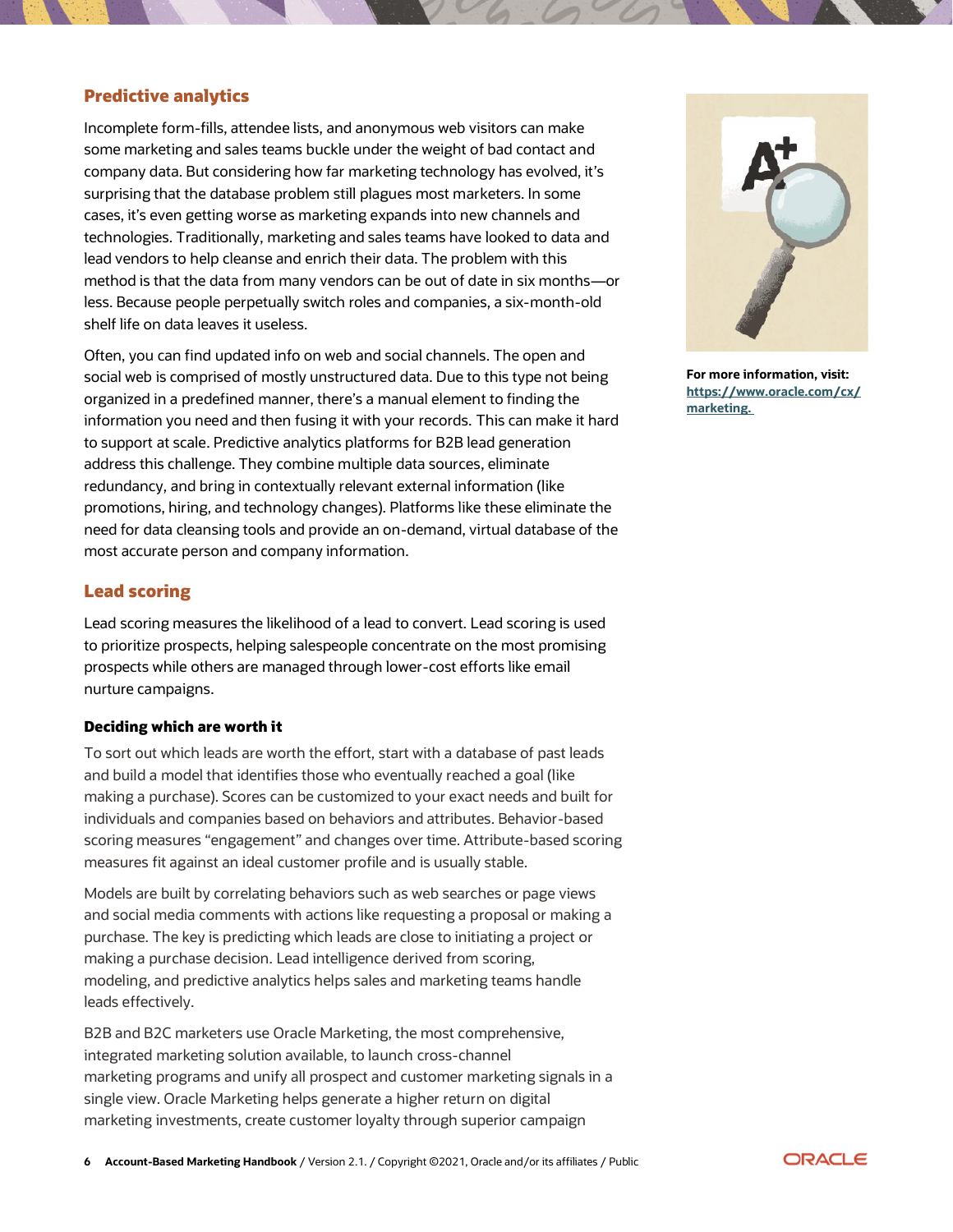## Predictive analytics

Incomplete form-fills, attendee lists, and anonymous web visitors can make some marketing and sales teams buckle under the weight of bad contact and company data. But considering how far marketing technology has evolved, it's surprising that the database problem still plagues most marketers. In some cases, it's even getting worse as marketing expands into new channels and technologies. Traditionally, marketing and sales teams have looked to data and lead vendors to help cleanse and enrich their data. The problem with this method is that the data from many vendors can be out of date in six months—or less. Because people perpetually switch roles and companies, a six-month-old shelf life on data leaves it useless.

Often, you can find updated info on web and social channels. The open and social web is comprised of mostly unstructured data. Due to this type not being organized in a predefined manner, there's a manual element to finding the information you need and then fusing it with your records. This can make it hard to support at scale. Predictive analytics platforms for B2B lead generation address this challenge. They combine multiple data sources, eliminate redundancy, and bring in contextually relevant external information (like promotions, hiring, and technology changes). Platforms like these eliminate the need for data cleansing tools and provide an on-demand, virtual database of the most accurate person and company information.

**For more information, visit:** **https://www.oracle.com/cx/marketing.**

## Lead scoring

Lead scoring measures the likelihood of a lead to convert. Lead scoring is used to prioritize prospects, helping salespeople concentrate on the most promising prospects while others are managed through lower-cost efforts like email nurture campaigns.

### Deciding which are worth it

To sort out which leads are worth the effort, start with a database of past leads and build a model that identifies those who eventually reached a goal (like making a purchase). Scores can be customized to your exact needs and built for individuals and companies based on behaviors and attributes. Behavior-based scoring measures "engagement" and changes over time. Attribute-based scoring measures fit against an ideal customer profile and is usually stable.

Models are built by correlating behaviors such as web searches or page views and social media comments with actions like requesting a proposal or making a purchase. The key is predicting which leads are close to initiating a project or making a purchase decision. Lead intelligence derived from scoring, modeling, and predictive analytics helps sales and marketing teams handle leads effectively.

B2B and B2C marketers use Oracle Marketing, the most comprehensive, integrated marketing solution available, to launch cross-channel marketing programs and unify all prospect and customer marketing signals in a single view. Oracle Marketing helps generate a higher return on digital marketing investments, create customer loyalty through superior campaign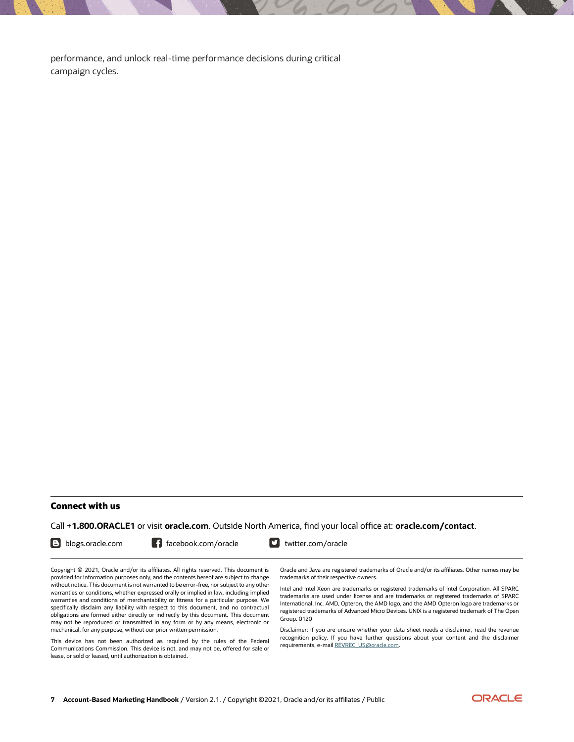performance, and unlock real-time performance decisions during critical campaign cycles.

## Connect with us

Call +**1.800.ORACLE1** or visit **oracle.com**. Outside North America, find your local office at: **oracle.com/contact**.

blogs.oracle.com    facebook.com/oracle    twitter.com/oracle

Copyright © 2021, Oracle and/or its affiliates. All rights reserved. This document is provided for information purposes only, and the contents hereof are subject to change without notice. This document is not warranted to be error-free, nor subject to any other warranties or conditions, whether expressed orally or implied in law, including implied warranties and conditions of merchantability or fitness for a particular purpose. We specifically disclaim any liability with respect to this document, and no contractual obligations are formed either directly or indirectly by this document. This document may not be reproduced or transmitted in any form or by any means, electronic or mechanical, for any purpose, without our prior written permission.

This device has not been authorized as required by the rules of the Federal Communications Commission. This device is not, and may not be, offered for sale or lease, or sold or leased, until authorization is obtained.

Oracle and Java are registered trademarks of Oracle and/or its affiliates. Other names may be trademarks of their respective owners.

Intel and Intel Xeon are trademarks or registered trademarks of Intel Corporation. All SPARC trademarks are used under license and are trademarks or registered trademarks of SPARC International, Inc. AMD, Opteron, the AMD logo, and the AMD Opteron logo are trademarks or registered trademarks of Advanced Micro Devices. UNIX is a registered trademark of The Open Group. 0120

Disclaimer: If you are unsure whether your data sheet needs a disclaimer, read the revenue recognition policy. If you have further questions about your content and the disclaimer requirements, e-mail REVREC_US@oracle.com.